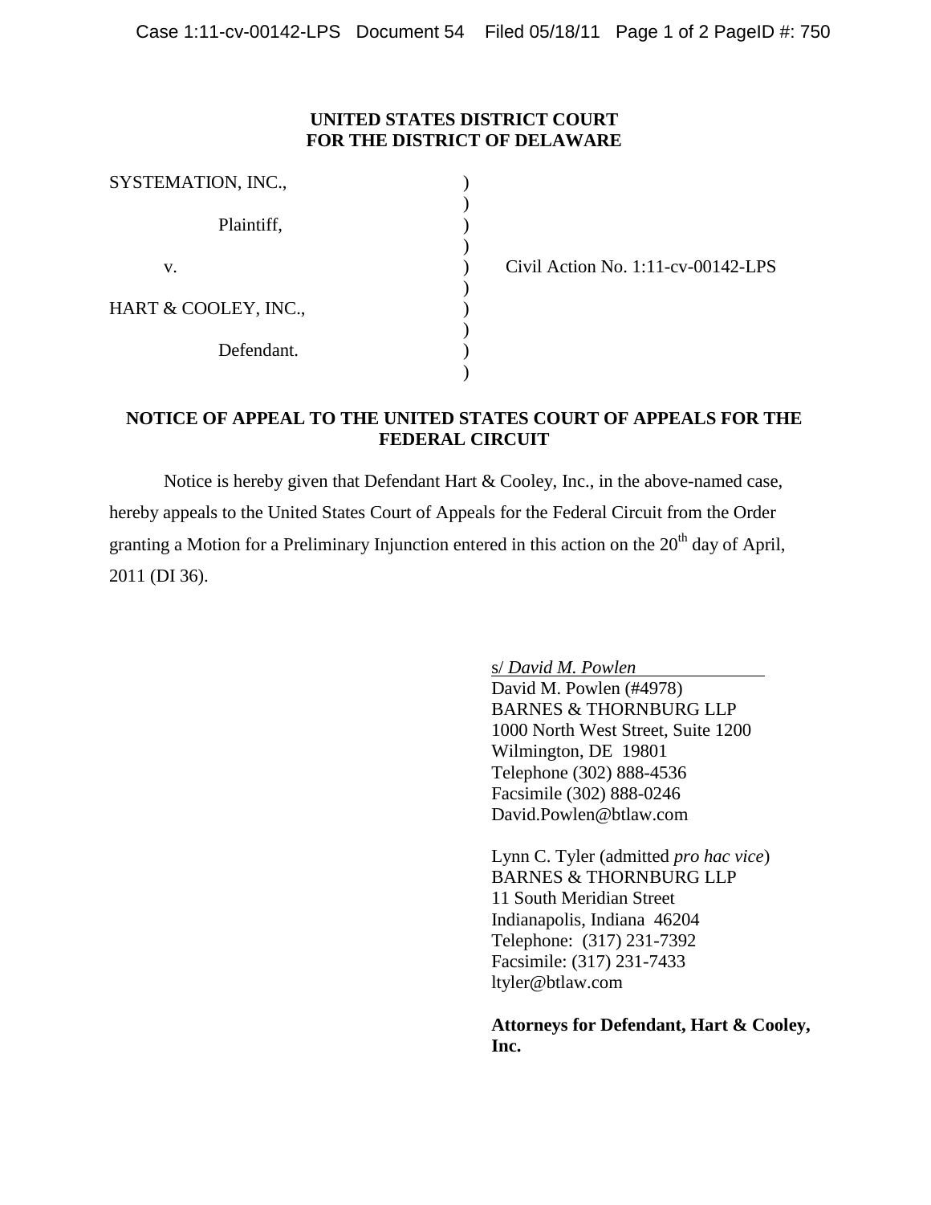**UNITED STATES DISTRICT COURT**
**FOR THE DISTRICT OF DELAWARE**

| | | |
|---|---|---|
| SYSTEMATION, INC., | ) | |
| Plaintiff, | ) | |
| v. | ) | Civil Action No. 1:11-cv-00142-LPS |
| HART & COOLEY, INC., | ) | |
| Defendant. | ) | |

**NOTICE OF APPEAL TO THE UNITED STATES COURT OF APPEALS FOR THE FEDERAL CIRCUIT**

Notice is hereby given that Defendant Hart & Cooley, Inc., in the above-named case, hereby appeals to the United States Court of Appeals for the Federal Circuit from the Order granting a Motion for a Preliminary Injunction entered in this action on the 20th day of April, 2011 (DI 36).

s/ *David M. Powlen*
David M. Powlen (#4978)
BARNES & THORNBURG LLP
1000 North West Street, Suite 1200
Wilmington, DE 19801
Telephone (302) 888-4536
Facsimile (302) 888-0246
David.Powlen@btlaw.com

Lynn C. Tyler (admitted *pro hac vice*)
BARNES & THORNBURG LLP
11 South Meridian Street
Indianapolis, Indiana 46204
Telephone: (317) 231-7392
Facsimile: (317) 231-7433
ltyler@btlaw.com

**Attorneys for Defendant, Hart & Cooley, Inc.**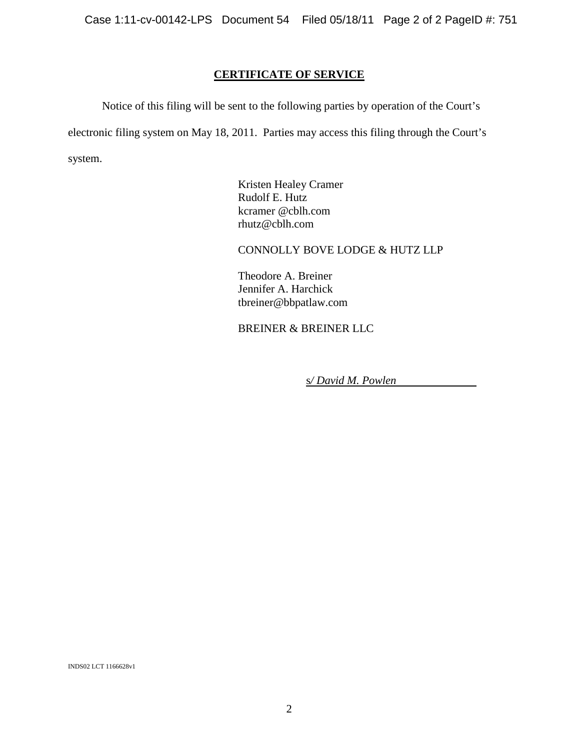## CERTIFICATE OF SERVICE

Notice of this filing will be sent to the following parties by operation of the Court's electronic filing system on May 18, 2011. Parties may access this filing through the Court's system.

Kristen Healey Cramer
Rudolf E. Hutz
kcramer @cblh.com
rhutz@cblh.com

CONNOLLY BOVE LODGE & HUTZ LLP

Theodore A. Breiner
Jennifer A. Harchick
tbreiner@bbpatlaw.com

BREINER & BREINER LLC

s/ *David M. Powlen*

INDS02 LCT 1166628v1